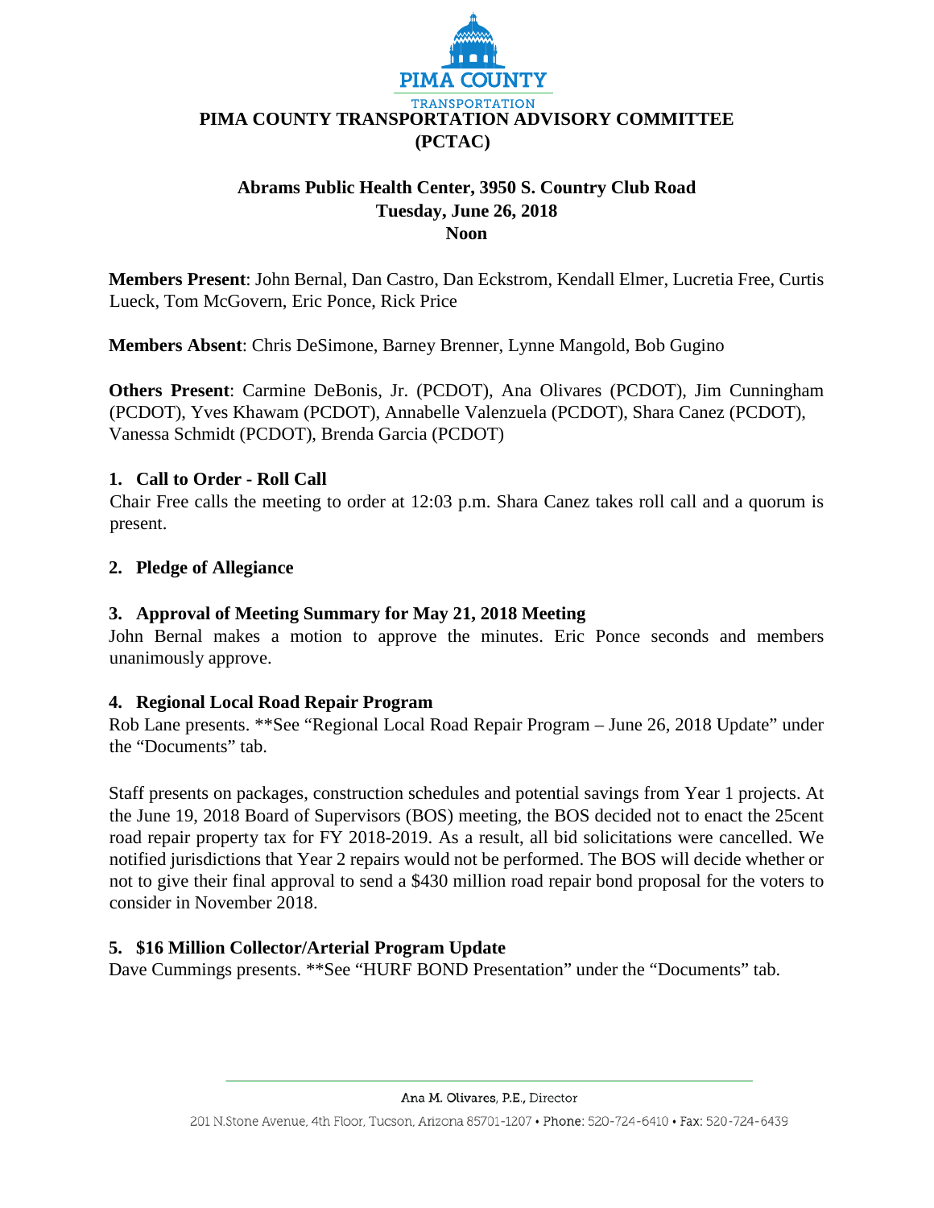# PIMA COUNTY TRANSPORTATION ADVISORY COMMITTEE (PCTAC)

**Abrams Public Health Center, 3950 S. Country Club Road**
**Tuesday, June 26, 2018**
**Noon**

**Members Present**: John Bernal, Dan Castro, Dan Eckstrom, Kendall Elmer, Lucretia Free, Curtis Lueck, Tom McGovern, Eric Ponce, Rick Price

**Members Absent**: Chris DeSimone, Barney Brenner, Lynne Mangold, Bob Gugino

**Others Present**: Carmine DeBonis, Jr. (PCDOT), Ana Olivares (PCDOT), Jim Cunningham (PCDOT), Yves Khawam (PCDOT), Annabelle Valenzuela (PCDOT), Shara Canez (PCDOT), Vanessa Schmidt (PCDOT), Brenda Garcia (PCDOT)

### 1. Call to Order - Roll Call

Chair Free calls the meeting to order at 12:03 p.m. Shara Canez takes roll call and a quorum is present.

### 2. Pledge of Allegiance

### 3. Approval of Meeting Summary for May 21, 2018 Meeting

John Bernal makes a motion to approve the minutes. Eric Ponce seconds and members unanimously approve.

### 4. Regional Local Road Repair Program

Rob Lane presents. **See "Regional Local Road Repair Program – June 26, 2018 Update" under the "Documents" tab.

Staff presents on packages, construction schedules and potential savings from Year 1 projects. At the June 19, 2018 Board of Supervisors (BOS) meeting, the BOS decided not to enact the 25cent road repair property tax for FY 2018-2019. As a result, all bid solicitations were cancelled. We notified jurisdictions that Year 2 repairs would not be performed. The BOS will decide whether or not to give their final approval to send a $430 million road repair bond proposal for the voters to consider in November 2018.

### 5. $16 Million Collector/Arterial Program Update

Dave Cummings presents. **See "HURF BOND Presentation" under the "Documents" tab.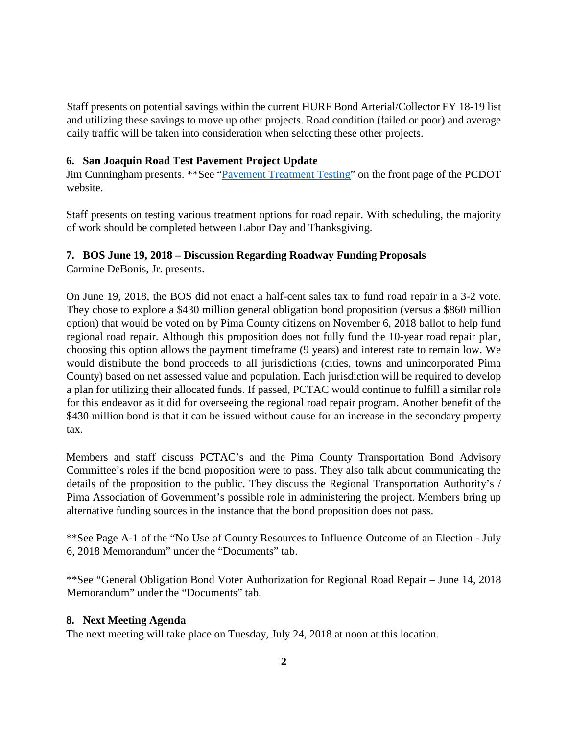Staff presents on potential savings within the current HURF Bond Arterial/Collector FY 18-19 list and utilizing these savings to move up other projects. Road condition (failed or poor) and average daily traffic will be taken into consideration when selecting these other projects.

**6. San Joaquin Road Test Pavement Project Update**

Jim Cunningham presents. **See "Pavement Treatment Testing" on the front page of the PCDOT website.

Staff presents on testing various treatment options for road repair. With scheduling, the majority of work should be completed between Labor Day and Thanksgiving.

**7. BOS June 19, 2018 – Discussion Regarding Roadway Funding Proposals**

Carmine DeBonis, Jr. presents.

On June 19, 2018, the BOS did not enact a half-cent sales tax to fund road repair in a 3-2 vote. They chose to explore a $430 million general obligation bond proposition (versus a $860 million option) that would be voted on by Pima County citizens on November 6, 2018 ballot to help fund regional road repair. Although this proposition does not fully fund the 10-year road repair plan, choosing this option allows the payment timeframe (9 years) and interest rate to remain low. We would distribute the bond proceeds to all jurisdictions (cities, towns and unincorporated Pima County) based on net assessed value and population. Each jurisdiction will be required to develop a plan for utilizing their allocated funds. If passed, PCTAC would continue to fulfill a similar role for this endeavor as it did for overseeing the regional road repair program. Another benefit of the $430 million bond is that it can be issued without cause for an increase in the secondary property tax.

Members and staff discuss PCTAC's and the Pima County Transportation Bond Advisory Committee's roles if the bond proposition were to pass. They also talk about communicating the details of the proposition to the public. They discuss the Regional Transportation Authority's / Pima Association of Government's possible role in administering the project. Members bring up alternative funding sources in the instance that the bond proposition does not pass.

**See Page A-1 of the "No Use of County Resources to Influence Outcome of an Election - July 6, 2018 Memorandum" under the "Documents" tab.

**See "General Obligation Bond Voter Authorization for Regional Road Repair – June 14, 2018 Memorandum" under the "Documents" tab.

**8. Next Meeting Agenda**

The next meeting will take place on Tuesday, July 24, 2018 at noon at this location.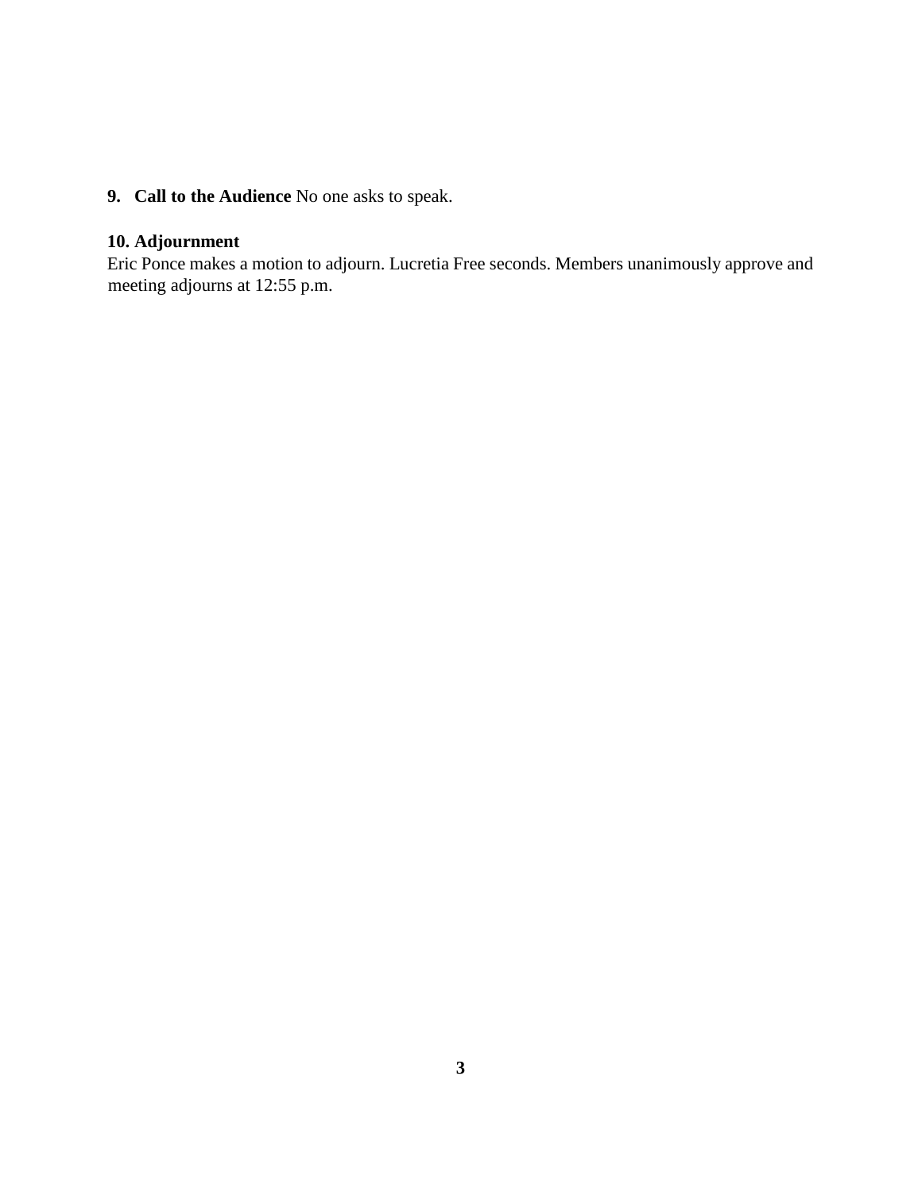9. **Call to the Audience** No one asks to speak.

**10. Adjournment**

Eric Ponce makes a motion to adjourn. Lucretia Free seconds. Members unanimously approve and meeting adjourns at 12:55 p.m.